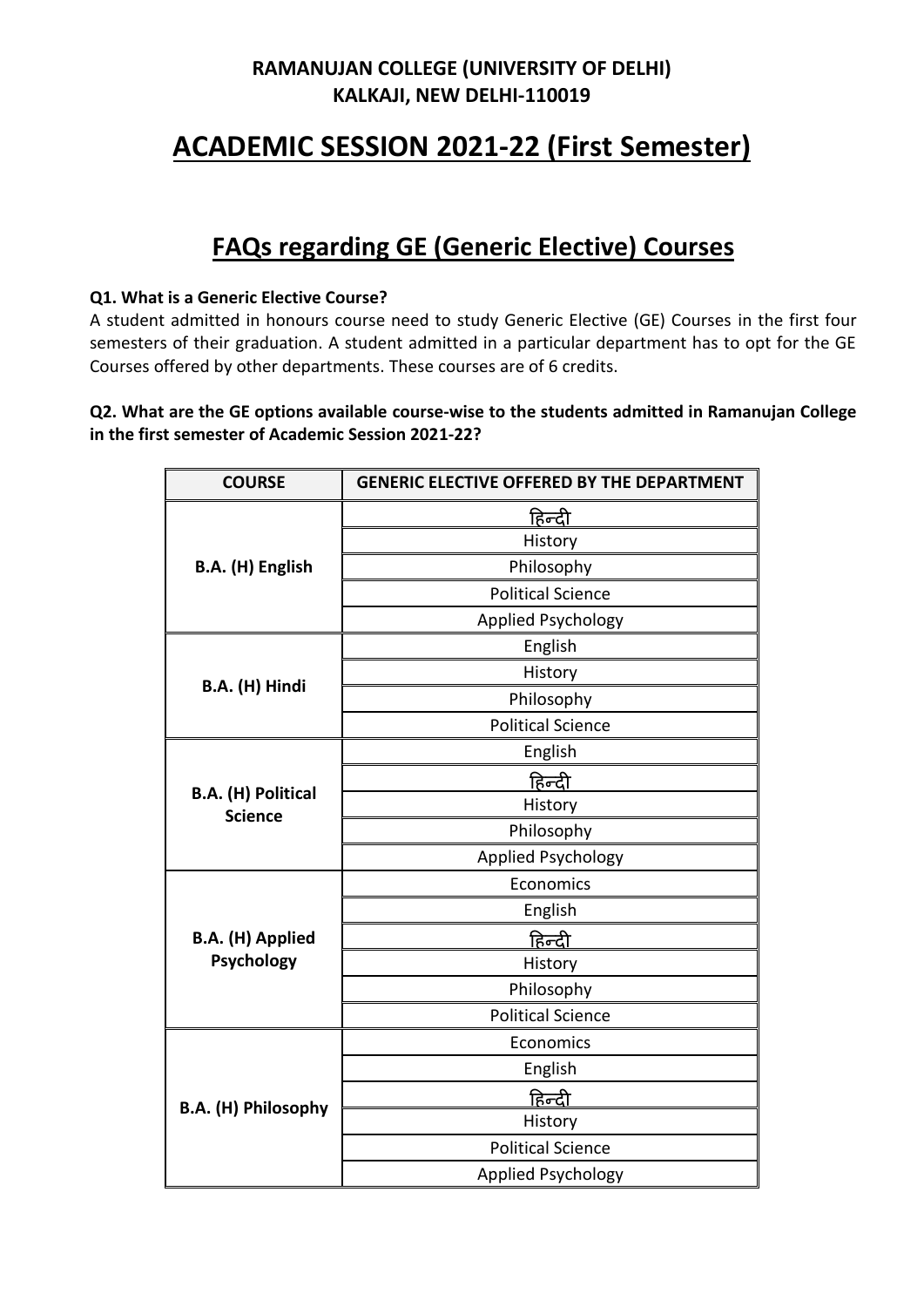**RAMANUJAN COLLEGE (UNIVERSITY OF DELHI)**
**KALKAJI, NEW DELHI-110019**

# ACADEMIC SESSION 2021-22 (First Semester)

## FAQs regarding GE (Generic Elective) Courses

**Q1. What is a Generic Elective Course?**

A student admitted in honours course need to study Generic Elective (GE) Courses in the first four semesters of their graduation. A student admitted in a particular department has to opt for the GE Courses offered by other departments. These courses are of 6 credits.

**Q2. What are the GE options available course-wise to the students admitted in Ramanujan College in the first semester of Academic Session 2021-22?**

| COURSE | GENERIC ELECTIVE OFFERED BY THE DEPARTMENT |
|---|---|
| **B.A. (H) English** | हिन्दी |
| | History |
| | Philosophy |
| | Political Science |
| | Applied Psychology |
| **B.A. (H) Hindi** | English |
| | History |
| | Philosophy |
| | Political Science |
| **B.A. (H) Political Science** | English |
| | हिन्दी |
| | History |
| | Philosophy |
| | Applied Psychology |
| **B.A. (H) Applied Psychology** | Economics |
| | English |
| | हिन्दी |
| | History |
| | Philosophy |
| | Political Science |
| **B.A. (H) Philosophy** | Economics |
| | English |
| | हिन्दी |
| | History |
| | Political Science |
| | Applied Psychology |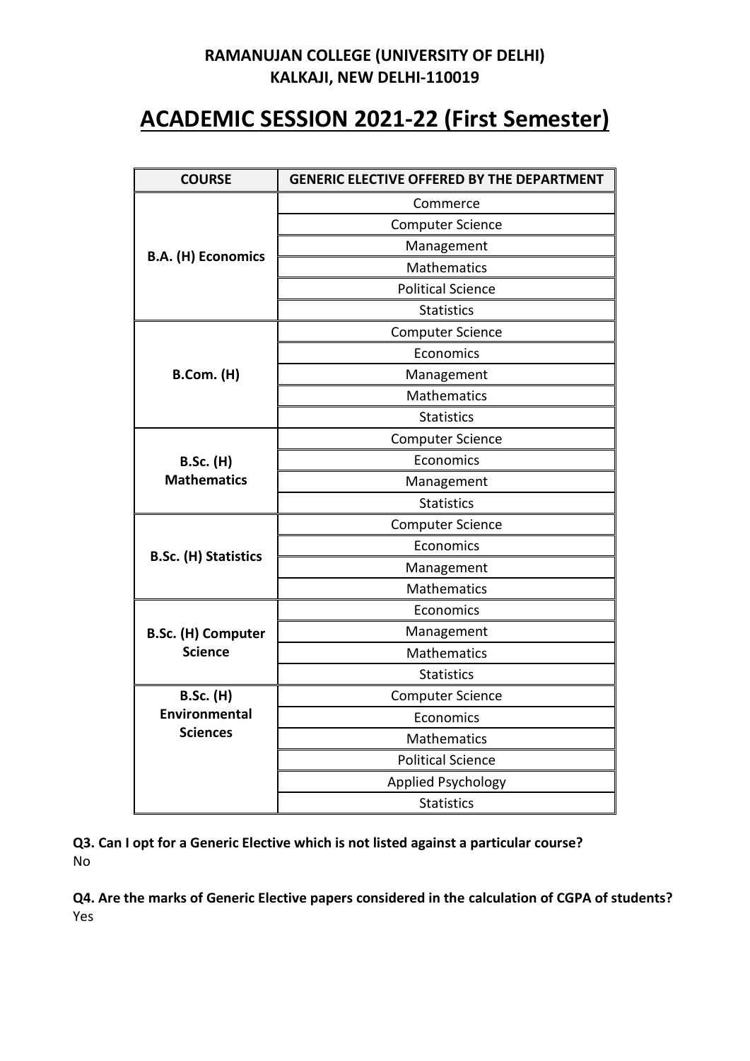**RAMANUJAN COLLEGE (UNIVERSITY OF DELHI)**
**KALKAJI, NEW DELHI-110019**

# ACADEMIC SESSION 2021-22 (First Semester)

| COURSE | GENERIC ELECTIVE OFFERED BY THE DEPARTMENT |
|---|---|
| **B.A. (H) Economics** | Commerce |
| | Computer Science |
| | Management |
| | Mathematics |
| | Political Science |
| | Statistics |
| **B.Com. (H)** | Computer Science |
| | Economics |
| | Management |
| | Mathematics |
| | Statistics |
| **B.Sc. (H) Mathematics** | Computer Science |
| | Economics |
| | Management |
| | Statistics |
| **B.Sc. (H) Statistics** | Computer Science |
| | Economics |
| | Management |
| | Mathematics |
| **B.Sc. (H) Computer Science** | Economics |
| | Management |
| | Mathematics |
| | Statistics |
| **B.Sc. (H) Environmental Sciences** | Computer Science |
| | Economics |
| | Mathematics |
| | Political Science |
| | Applied Psychology |
| | Statistics |

**Q3. Can I opt for a Generic Elective which is not listed against a particular course?**
No

**Q4. Are the marks of Generic Elective papers considered in the calculation of CGPA of students?**
Yes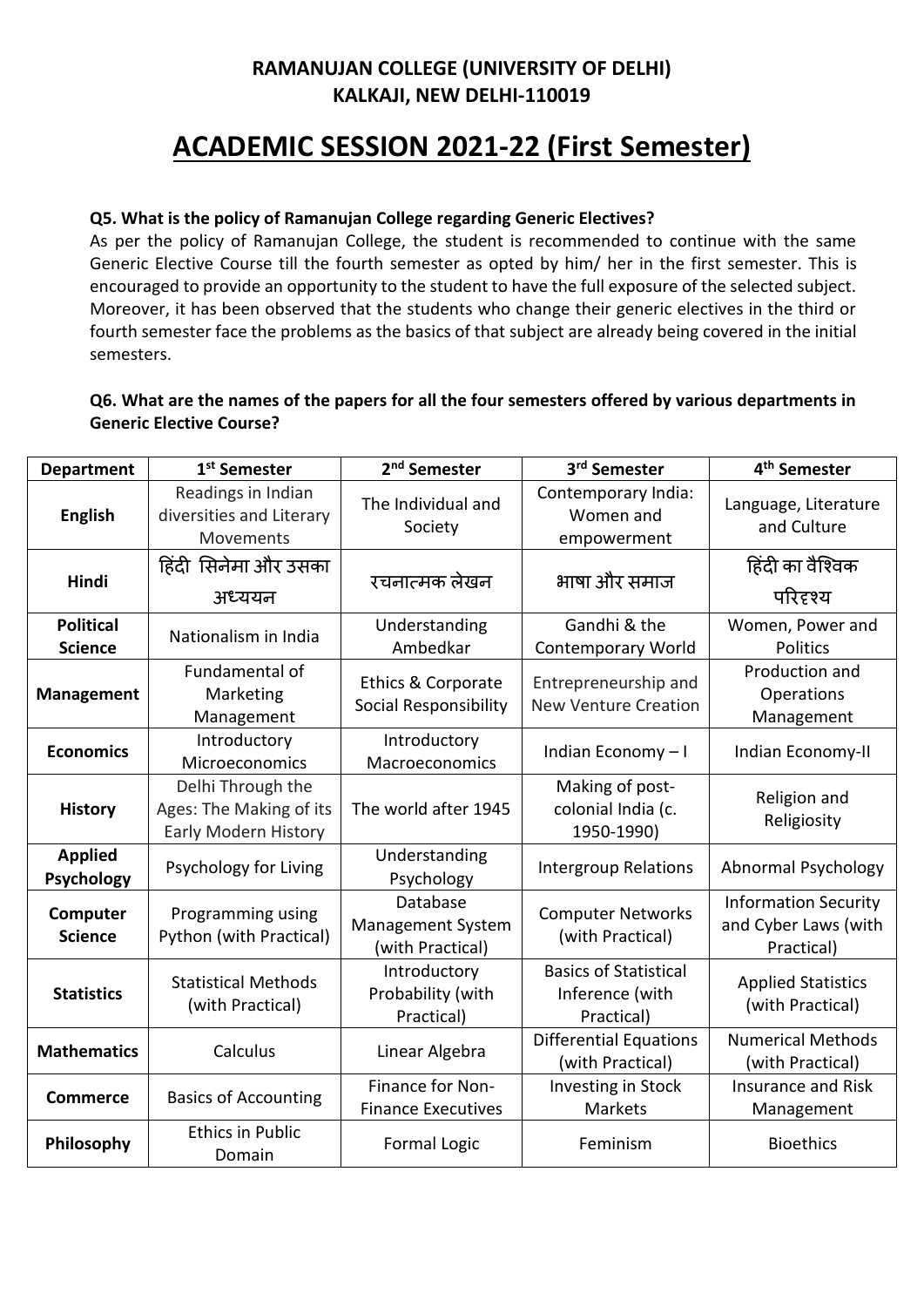**RAMANUJAN COLLEGE (UNIVERSITY OF DELHI)**
**KALKAJI, NEW DELHI-110019**

# ACADEMIC SESSION 2021-22 (First Semester)

**Q5. What is the policy of Ramanujan College regarding Generic Electives?**

As per the policy of Ramanujan College, the student is recommended to continue with the same Generic Elective Course till the fourth semester as opted by him/ her in the first semester. This is encouraged to provide an opportunity to the student to have the full exposure of the selected subject. Moreover, it has been observed that the students who change their generic electives in the third or fourth semester face the problems as the basics of that subject are already being covered in the initial semesters.

**Q6. What are the names of the papers for all the four semesters offered by various departments in Generic Elective Course?**

| Department | 1st Semester | 2nd Semester | 3rd Semester | 4th Semester |
|---|---|---|---|---|
| **English** | Readings in Indian diversities and Literary Movements | The Individual and Society | Contemporary India: Women and empowerment | Language, Literature and Culture |
| **Hindi** | हिंदी सिनेमा और उसका अध्ययन | रचनात्मक लेखन | भाषा और समाज | हिंदी का वैश्विक परिदृश्य |
| **Political Science** | Nationalism in India | Understanding Ambedkar | Gandhi & the Contemporary World | Women, Power and Politics |
| **Management** | Fundamental of Marketing Management | Ethics & Corporate Social Responsibility | Entrepreneurship and New Venture Creation | Production and Operations Management |
| **Economics** | Introductory Microeconomics | Introductory Macroeconomics | Indian Economy – I | Indian Economy-II |
| **History** | Delhi Through the Ages: The Making of its Early Modern History | The world after 1945 | Making of post-colonial India (c. 1950-1990) | Religion and Religiosity |
| **Applied Psychology** | Psychology for Living | Understanding Psychology | Intergroup Relations | Abnormal Psychology |
| **Computer Science** | Programming using Python (with Practical) | Database Management System (with Practical) | Computer Networks (with Practical) | Information Security and Cyber Laws (with Practical) |
| **Statistics** | Statistical Methods (with Practical) | Introductory Probability (with Practical) | Basics of Statistical Inference (with Practical) | Applied Statistics (with Practical) |
| **Mathematics** | Calculus | Linear Algebra | Differential Equations (with Practical) | Numerical Methods (with Practical) |
| **Commerce** | Basics of Accounting | Finance for Non-Finance Executives | Investing in Stock Markets | Insurance and Risk Management |
| **Philosophy** | Ethics in Public Domain | Formal Logic | Feminism | Bioethics |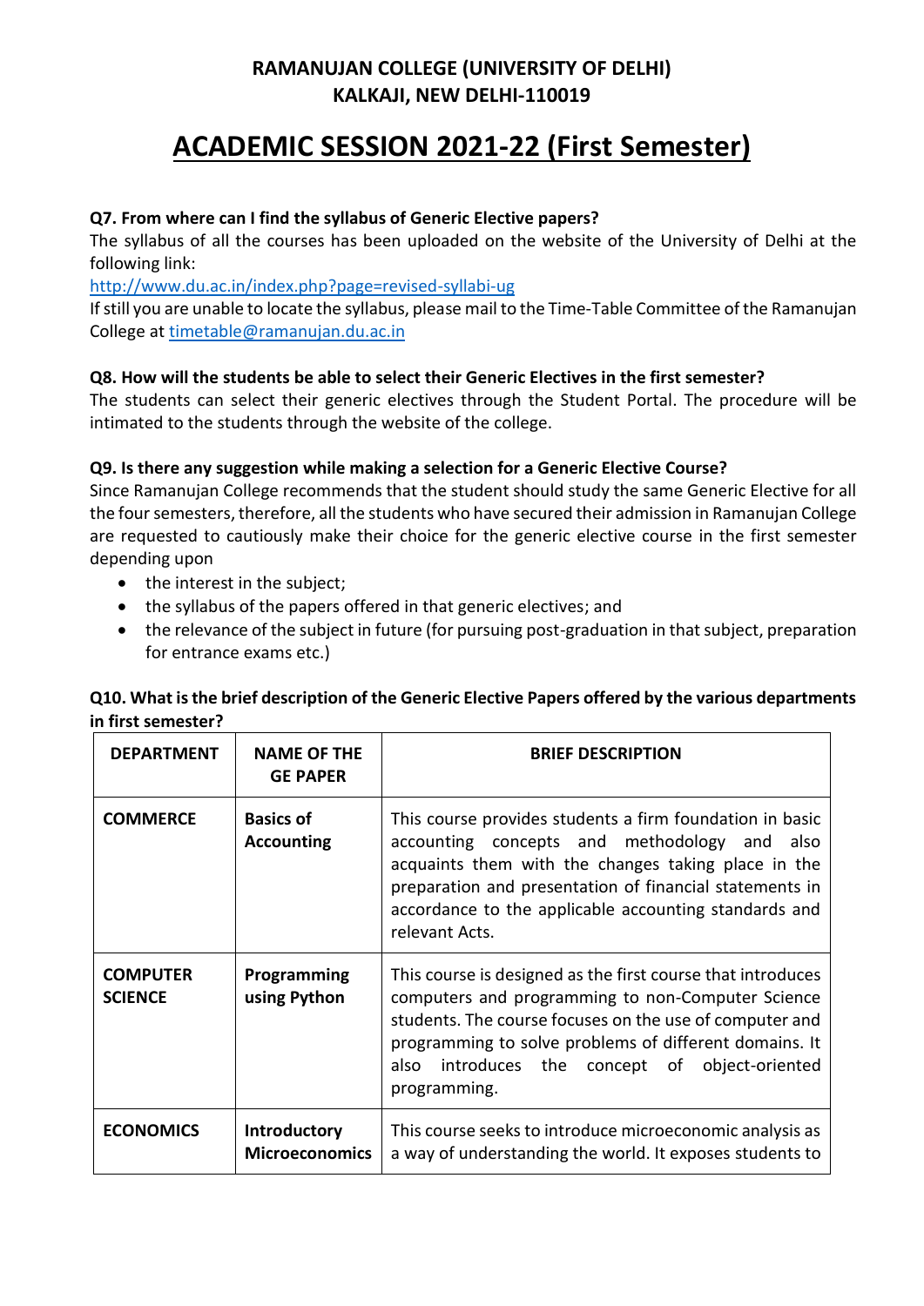RAMANUJAN COLLEGE (UNIVERSITY OF DELHI)
KALKAJI, NEW DELHI-110019

# ACADEMIC SESSION 2021-22 (First Semester)

**Q7. From where can I find the syllabus of Generic Elective papers?**

The syllabus of all the courses has been uploaded on the website of the University of Delhi at the following link:

http://www.du.ac.in/index.php?page=revised-syllabi-ug

If still you are unable to locate the syllabus, please mail to the Time-Table Committee of the Ramanujan College at timetable@ramanujan.du.ac.in

**Q8. How will the students be able to select their Generic Electives in the first semester?**

The students can select their generic electives through the Student Portal. The procedure will be intimated to the students through the website of the college.

**Q9. Is there any suggestion while making a selection for a Generic Elective Course?**

Since Ramanujan College recommends that the student should study the same Generic Elective for all the four semesters, therefore, all the students who have secured their admission in Ramanujan College are requested to cautiously make their choice for the generic elective course in the first semester depending upon

- the interest in the subject;
- the syllabus of the papers offered in that generic electives; and
- the relevance of the subject in future (for pursuing post-graduation in that subject, preparation for entrance exams etc.)

**Q10. What is the brief description of the Generic Elective Papers offered by the various departments in first semester?**

| DEPARTMENT | NAME OF THE GE PAPER | BRIEF DESCRIPTION |
|---|---|---|
| **COMMERCE** | **Basics of Accounting** | This course provides students a firm foundation in basic accounting concepts and methodology and also acquaints them with the changes taking place in the preparation and presentation of financial statements in accordance to the applicable accounting standards and relevant Acts. |
| **COMPUTER SCIENCE** | **Programming using Python** | This course is designed as the first course that introduces computers and programming to non-Computer Science students. The course focuses on the use of computer and programming to solve problems of different domains. It also introduces the concept of object-oriented programming. |
| **ECONOMICS** | **Introductory Microeconomics** | This course seeks to introduce microeconomic analysis as a way of understanding the world. It exposes students to |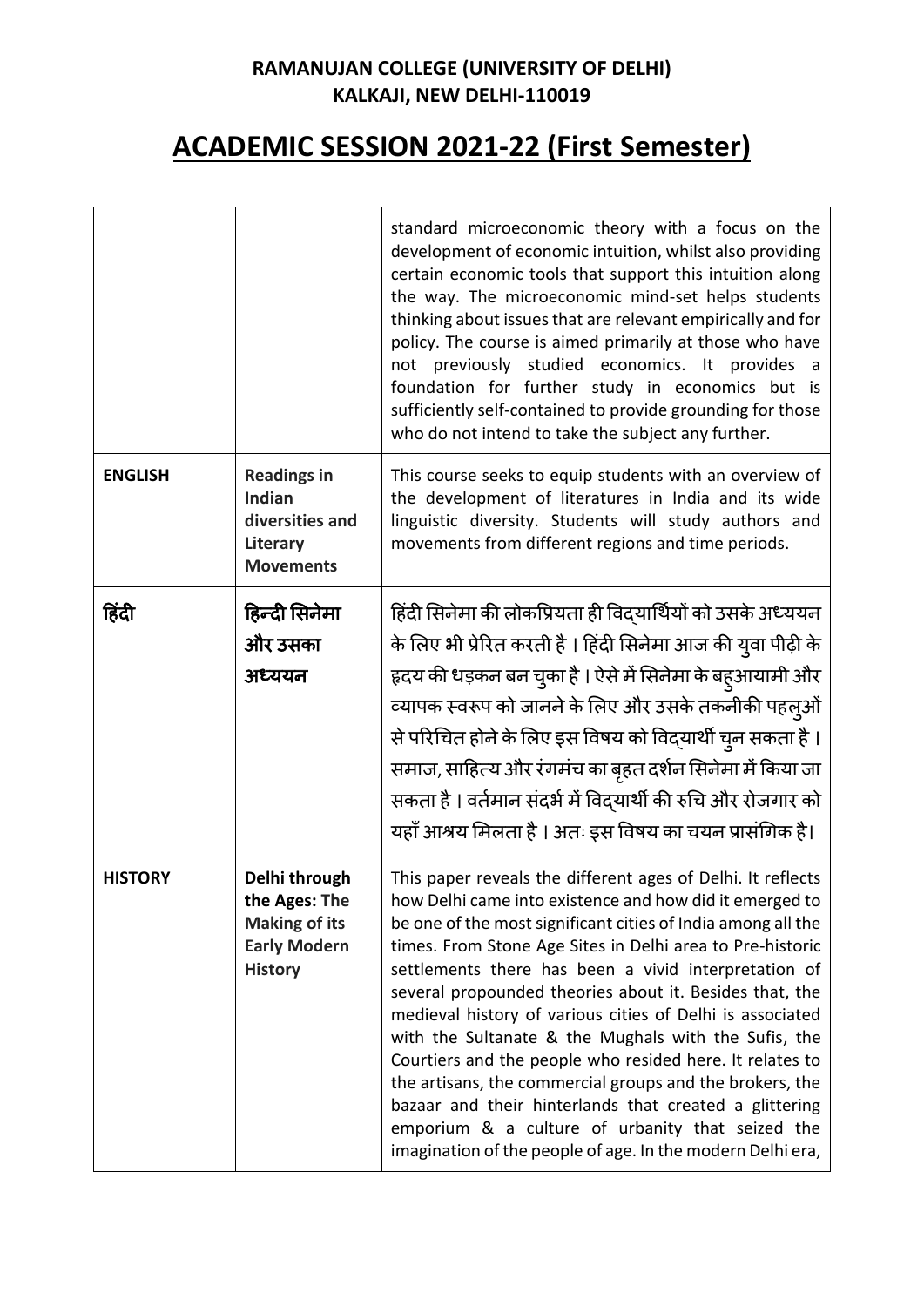**RAMANUJAN COLLEGE (UNIVERSITY OF DELHI)**
**KALKAJI, NEW DELHI-110019**

# ACADEMIC SESSION 2021-22 (First Semester)

| | | |
|---|---|---|
| | | standard microeconomic theory with a focus on the development of economic intuition, whilst also providing certain economic tools that support this intuition along the way. The microeconomic mind-set helps students thinking about issues that are relevant empirically and for policy. The course is aimed primarily at those who have not previously studied economics. It provides a foundation for further study in economics but is sufficiently self-contained to provide grounding for those who do not intend to take the subject any further. |
| **ENGLISH** | **Readings in Indian diversities and Literary Movements** | This course seeks to equip students with an overview of the development of literatures in India and its wide linguistic diversity. Students will study authors and movements from different regions and time periods. |
| **हिंदी** | **हिन्दी सिनेमा और उसका अध्ययन** | हिंदी सिनेमा की लोकप्रियता ही विद्यार्थियों को उसके अध्ययन के लिए भी प्रेरित करती है । हिंदी सिनेमा आज की युवा पीढ़ी के हृदय की धड़कन बन चुका है । ऐसे में सिनेमा के बहुआयामी और व्यापक स्वरूप को जानने के लिए और उसके तकनीकी पहलुओं से परिचित होने के लिए इस विषय को विद्यार्थी चुन सकता है । समाज, साहित्य और रंगमंच का बृहत दर्शन सिनेमा में किया जा सकता है । वर्तमान संदर्भ में विद्यार्थी की रुचि और रोजगार को यहाँ आश्रय मिलता है । अतः इस विषय का चयन प्रासंगिक है। |
| **HISTORY** | **Delhi through the Ages: The Making of its Early Modern History** | This paper reveals the different ages of Delhi. It reflects how Delhi came into existence and how did it emerged to be one of the most significant cities of India among all the times. From Stone Age Sites in Delhi area to Pre-historic settlements there has been a vivid interpretation of several propounded theories about it. Besides that, the medieval history of various cities of Delhi is associated with the Sultanate & the Mughals with the Sufis, the Courtiers and the people who resided here. It relates to the artisans, the commercial groups and the brokers, the bazaar and their hinterlands that created a glittering emporium & a culture of urbanity that seized the imagination of the people of age. In the modern Delhi era, |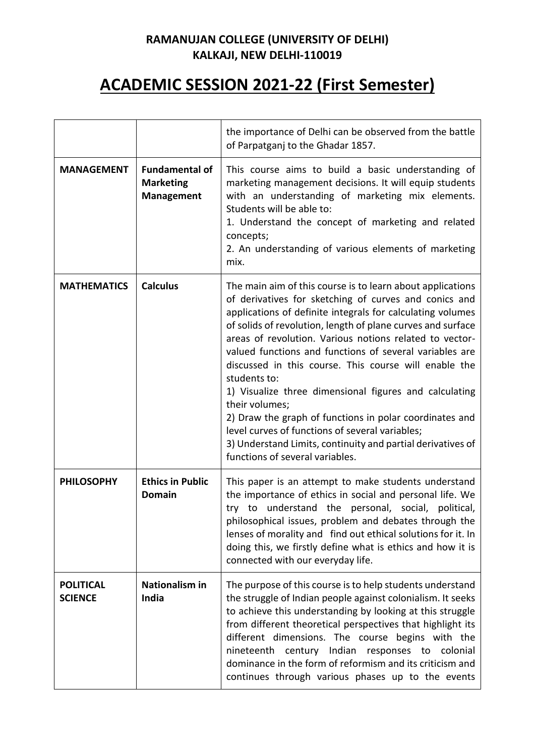**RAMANUJAN COLLEGE (UNIVERSITY OF DELHI)**
**KALKAJI, NEW DELHI-110019**

# ACADEMIC SESSION 2021-22 (First Semester)

| | | |
|---|---|---|
| | | the importance of Delhi can be observed from the battle of Parpatganj to the Ghadar 1857. |
| **MANAGEMENT** | **Fundamental of Marketing Management** | This course aims to build a basic understanding of marketing management decisions. It will equip students with an understanding of marketing mix elements. Students will be able to:<br>1. Understand the concept of marketing and related concepts;<br>2. An understanding of various elements of marketing mix. |
| **MATHEMATICS** | **Calculus** | The main aim of this course is to learn about applications of derivatives for sketching of curves and conics and applications of definite integrals for calculating volumes of solids of revolution, length of plane curves and surface areas of revolution. Various notions related to vector-valued functions and functions of several variables are discussed in this course. This course will enable the students to:<br>1) Visualize three dimensional figures and calculating their volumes;<br>2) Draw the graph of functions in polar coordinates and level curves of functions of several variables;<br>3) Understand Limits, continuity and partial derivatives of functions of several variables. |
| **PHILOSOPHY** | **Ethics in Public Domain** | This paper is an attempt to make students understand the importance of ethics in social and personal life. We try to understand the personal, social, political, philosophical issues, problem and debates through the lenses of morality and find out ethical solutions for it. In doing this, we firstly define what is ethics and how it is connected with our everyday life. |
| **POLITICAL SCIENCE** | **Nationalism in India** | The purpose of this course is to help students understand the struggle of Indian people against colonialism. It seeks to achieve this understanding by looking at this struggle from different theoretical perspectives that highlight its different dimensions. The course begins with the nineteenth century Indian responses to colonial dominance in the form of reformism and its criticism and continues through various phases up to the events |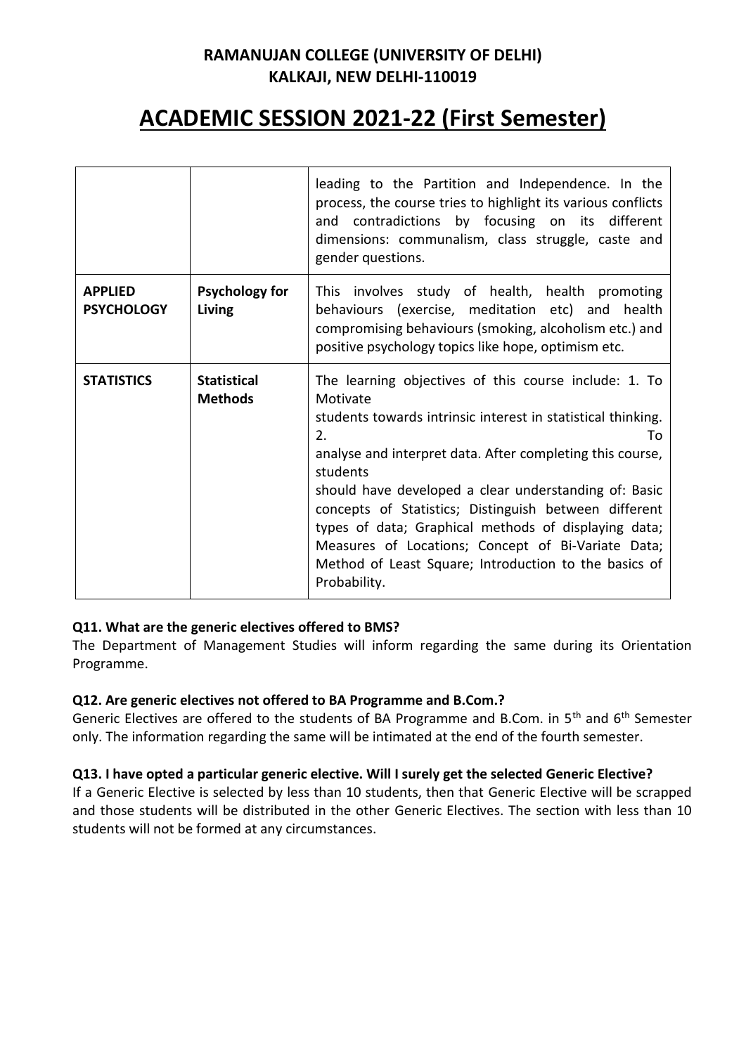# RAMANUJAN COLLEGE (UNIVERSITY OF DELHI)
# KALKAJI, NEW DELHI-110019

## ACADEMIC SESSION 2021-22 (First Semester)

| | | |
|---|---|---|
| | | leading to the Partition and Independence. In the process, the course tries to highlight its various conflicts and contradictions by focusing on its different dimensions: communalism, class struggle, caste and gender questions. |
| **APPLIED PSYCHOLOGY** | **Psychology for Living** | This involves study of health, health promoting behaviours (exercise, meditation etc) and health compromising behaviours (smoking, alcoholism etc.) and positive psychology topics like hope, optimism etc. |
| **STATISTICS** | **Statistical Methods** | The learning objectives of this course include: 1. To Motivate students towards intrinsic interest in statistical thinking. 2. To analyse and interpret data. After completing this course, students should have developed a clear understanding of: Basic concepts of Statistics; Distinguish between different types of data; Graphical methods of displaying data; Measures of Locations; Concept of Bi-Variate Data; Method of Least Square; Introduction to the basics of Probability. |

**Q11. What are the generic electives offered to BMS?**

The Department of Management Studies will inform regarding the same during its Orientation Programme.

**Q12. Are generic electives not offered to BA Programme and B.Com.?**

Generic Electives are offered to the students of BA Programme and B.Com. in 5th and 6th Semester only. The information regarding the same will be intimated at the end of the fourth semester.

**Q13. I have opted a particular generic elective. Will I surely get the selected Generic Elective?**

If a Generic Elective is selected by less than 10 students, then that Generic Elective will be scrapped and those students will be distributed in the other Generic Electives. The section with less than 10 students will not be formed at any circumstances.